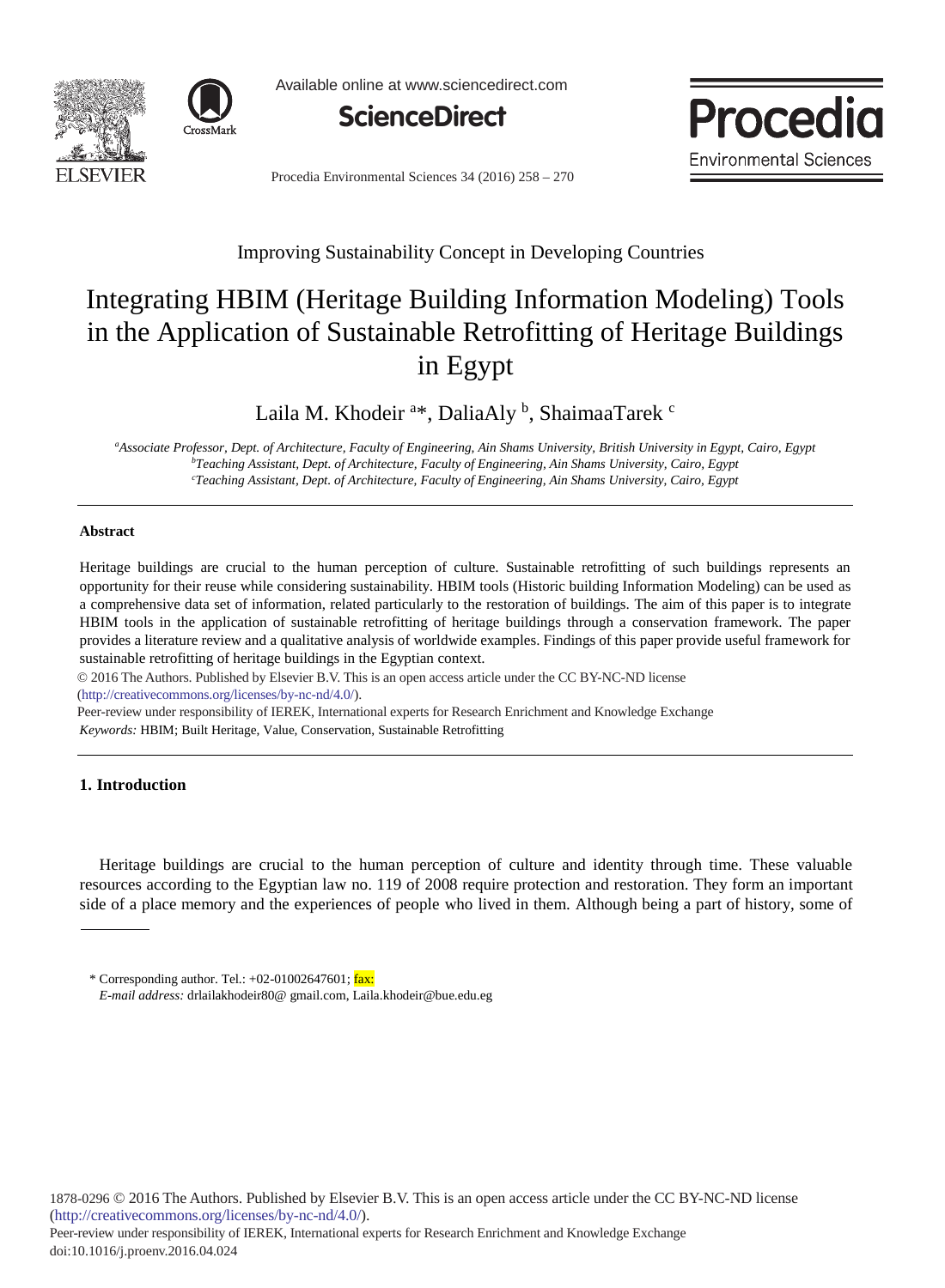Improving Sustainability Concept in Developing Countries

# Integrating HBIM (Heritage Building Information Modeling) Tools in the Application of Sustainable Retrofitting of Heritage Buildings in Egypt

Laila M. Khodeir [a]*, DaliaAly [b], ShaimaaTarek [c]

[a] *Associate Professor, Dept. of Architecture, Faculty of Engineering, Ain Shams University, British University in Egypt, Cairo, Egypt*
[b] *Teaching Assistant, Dept. of Architecture, Faculty of Engineering, Ain Shams University, Cairo, Egypt*
[c] *Teaching Assistant, Dept. of Architecture, Faculty of Engineering, Ain Shams University, Cairo, Egypt*

---

**Abstract**

Heritage buildings are crucial to the human perception of culture. Sustainable retrofitting of such buildings represents an opportunity for their reuse while considering sustainability. HBIM tools (Historic building Information Modeling) can be used as a comprehensive data set of information, related particularly to the restoration of buildings. The aim of this paper is to integrate HBIM tools in the application of sustainable retrofitting of heritage buildings through a conservation framework. The paper provides a literature review and a qualitative analysis of worldwide examples. Findings of this paper provide useful framework for sustainable retrofitting of heritage buildings in the Egyptian context.

© 2016 The Authors. Published by Elsevier B.V. This is an open access article under the CC BY-NC-ND license (http://creativecommons.org/licenses/by-nc-nd/4.0/).

Peer-review under responsibility of IEREK, International experts for Research Enrichment and Knowledge Exchange

*Keywords:* HBIM; Built Heritage, Value, Conservation, Sustainable Retrofitting

---

## 1. Introduction

Heritage buildings are crucial to the human perception of culture and identity through time. These valuable resources according to the Egyptian law no. 119 of 2008 require protection and restoration. They form an important side of a place memory and the experiences of people who lived in them. Although being a part of history, some of

\* Corresponding author. Tel.: +02-01002647601; fax:
*E-mail address:* drlailakhodeir80@ gmail.com, Laila.khodeir@bue.edu.eg

1878-0296 © 2016 The Authors. Published by Elsevier B.V. This is an open access article under the CC BY-NC-ND license (http://creativecommons.org/licenses/by-nc-nd/4.0/).
Peer-review under responsibility of IEREK, International experts for Research Enrichment and Knowledge Exchange
doi:10.1016/j.proenv.2016.04.024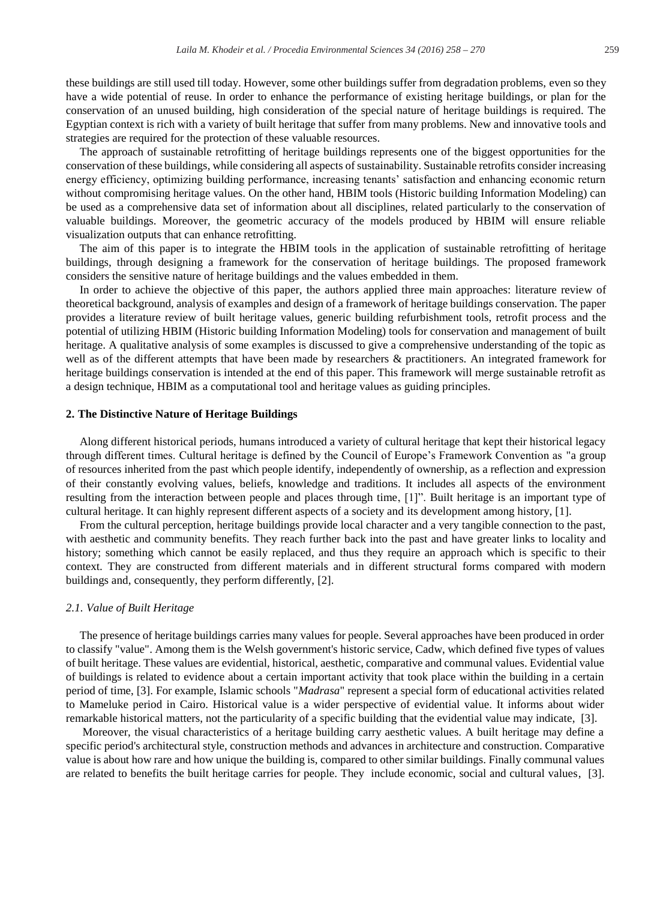these buildings are still used till today. However, some other buildings suffer from degradation problems, even so they have a wide potential of reuse. In order to enhance the performance of existing heritage buildings, or plan for the conservation of an unused building, high consideration of the special nature of heritage buildings is required. The Egyptian context is rich with a variety of built heritage that suffer from many problems. New and innovative tools and strategies are required for the protection of these valuable resources.

The approach of sustainable retrofitting of heritage buildings represents one of the biggest opportunities for the conservation of these buildings, while considering all aspects of sustainability. Sustainable retrofits consider increasing energy efficiency, optimizing building performance, increasing tenants' satisfaction and enhancing economic return without compromising heritage values. On the other hand, HBIM tools (Historic building Information Modeling) can be used as a comprehensive data set of information about all disciplines, related particularly to the conservation of valuable buildings. Moreover, the geometric accuracy of the models produced by HBIM will ensure reliable visualization outputs that can enhance retrofitting.

The aim of this paper is to integrate the HBIM tools in the application of sustainable retrofitting of heritage buildings, through designing a framework for the conservation of heritage buildings. The proposed framework considers the sensitive nature of heritage buildings and the values embedded in them.

In order to achieve the objective of this paper, the authors applied three main approaches: literature review of theoretical background, analysis of examples and design of a framework of heritage buildings conservation. The paper provides a literature review of built heritage values, generic building refurbishment tools, retrofit process and the potential of utilizing HBIM (Historic building Information Modeling) tools for conservation and management of built heritage. A qualitative analysis of some examples is discussed to give a comprehensive understanding of the topic as well as of the different attempts that have been made by researchers & practitioners. An integrated framework for heritage buildings conservation is intended at the end of this paper. This framework will merge sustainable retrofit as a design technique, HBIM as a computational tool and heritage values as guiding principles.

## 2. The Distinctive Nature of Heritage Buildings

Along different historical periods, humans introduced a variety of cultural heritage that kept their historical legacy through different times. Cultural heritage is defined by the Council of Europe's Framework Convention as "a group of resources inherited from the past which people identify, independently of ownership, as a reflection and expression of their constantly evolving values, beliefs, knowledge and traditions. It includes all aspects of the environment resulting from the interaction between people and places through time, [1]". Built heritage is an important type of cultural heritage. It can highly represent different aspects of a society and its development among history, [1].

From the cultural perception, heritage buildings provide local character and a very tangible connection to the past, with aesthetic and community benefits. They reach further back into the past and have greater links to locality and history; something which cannot be easily replaced, and thus they require an approach which is specific to their context. They are constructed from different materials and in different structural forms compared with modern buildings and, consequently, they perform differently, [2].

### *2.1. Value of Built Heritage*

The presence of heritage buildings carries many values for people. Several approaches have been produced in order to classify "value". Among them is the Welsh government's historic service, Cadw, which defined five types of values of built heritage. These values are evidential, historical, aesthetic, comparative and communal values. Evidential value of buildings is related to evidence about a certain important activity that took place within the building in a certain period of time, [3]. For example, Islamic schools "*Madrasa*" represent a special form of educational activities related to Mameluke period in Cairo. Historical value is a wider perspective of evidential value. It informs about wider remarkable historical matters, not the particularity of a specific building that the evidential value may indicate, [3].

Moreover, the visual characteristics of a heritage building carry aesthetic values. A built heritage may define a specific period's architectural style, construction methods and advances in architecture and construction. Comparative value is about how rare and how unique the building is, compared to other similar buildings. Finally communal values are related to benefits the built heritage carries for people. They include economic, social and cultural values, [3].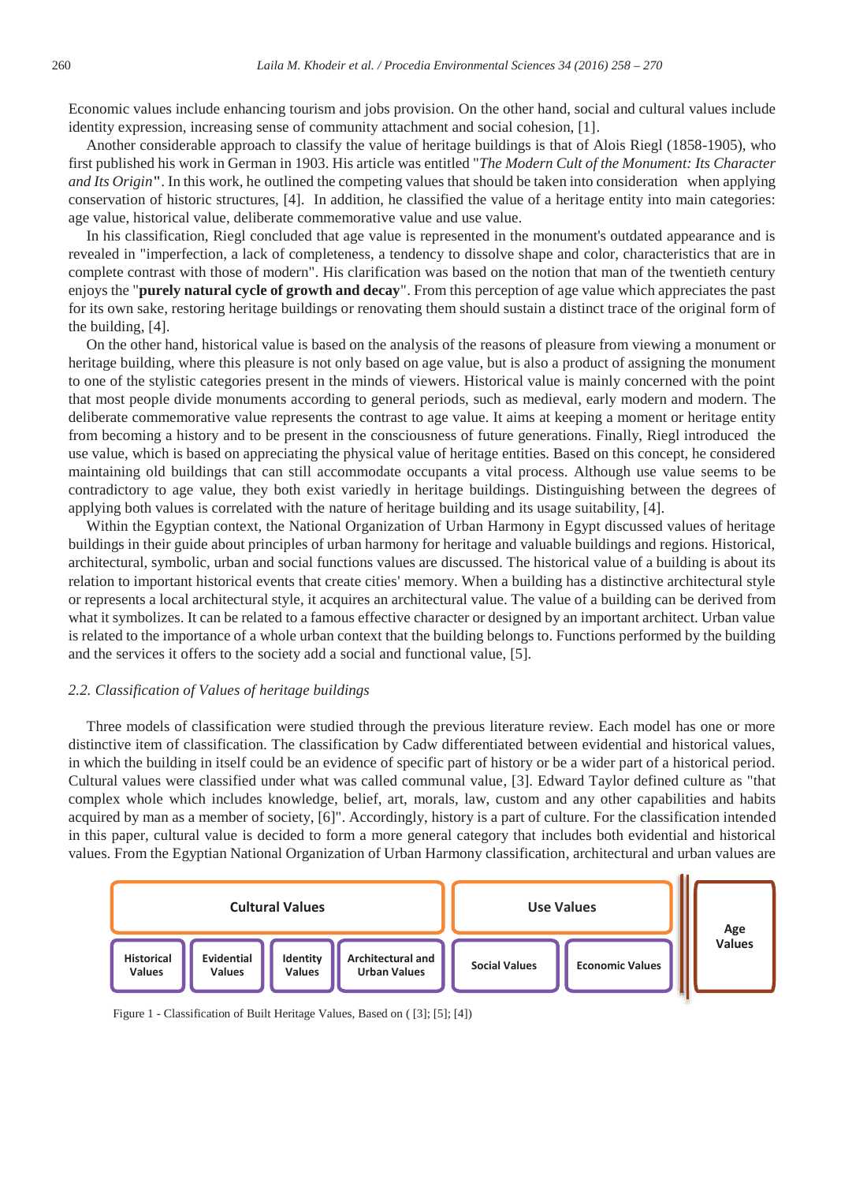Economic values include enhancing tourism and jobs provision. On the other hand, social and cultural values include identity expression, increasing sense of community attachment and social cohesion, [1].

Another considerable approach to classify the value of heritage buildings is that of Alois Riegl (1858-1905), who first published his work in German in 1903. His article was entitled "*The Modern Cult of the Monument: Its Character and Its Origin*". In this work, he outlined the competing values that should be taken into consideration when applying conservation of historic structures, [4]. In addition, he classified the value of a heritage entity into main categories: age value, historical value, deliberate commemorative value and use value.

In his classification, Riegl concluded that age value is represented in the monument's outdated appearance and is revealed in "imperfection, a lack of completeness, a tendency to dissolve shape and color, characteristics that are in complete contrast with those of modern". His clarification was based on the notion that man of the twentieth century enjoys the "**purely natural cycle of growth and decay**". From this perception of age value which appreciates the past for its own sake, restoring heritage buildings or renovating them should sustain a distinct trace of the original form of the building, [4].

On the other hand, historical value is based on the analysis of the reasons of pleasure from viewing a monument or heritage building, where this pleasure is not only based on age value, but is also a product of assigning the monument to one of the stylistic categories present in the minds of viewers. Historical value is mainly concerned with the point that most people divide monuments according to general periods, such as medieval, early modern and modern. The deliberate commemorative value represents the contrast to age value. It aims at keeping a moment or heritage entity from becoming a history and to be present in the consciousness of future generations. Finally, Riegl introduced the use value, which is based on appreciating the physical value of heritage entities. Based on this concept, he considered maintaining old buildings that can still accommodate occupants a vital process. Although use value seems to be contradictory to age value, they both exist variedly in heritage buildings. Distinguishing between the degrees of applying both values is correlated with the nature of heritage building and its usage suitability, [4].

Within the Egyptian context, the National Organization of Urban Harmony in Egypt discussed values of heritage buildings in their guide about principles of urban harmony for heritage and valuable buildings and regions. Historical, architectural, symbolic, urban and social functions values are discussed. The historical value of a building is about its relation to important historical events that create cities' memory. When a building has a distinctive architectural style or represents a local architectural style, it acquires an architectural value. The value of a building can be derived from what it symbolizes. It can be related to a famous effective character or designed by an important architect. Urban value is related to the importance of a whole urban context that the building belongs to. Functions performed by the building and the services it offers to the society add a social and functional value, [5].

### *2.2. Classification of Values of heritage buildings*

Three models of classification were studied through the previous literature review. Each model has one or more distinctive item of classification. The classification by Cadw differentiated between evidential and historical values, in which the building in itself could be an evidence of specific part of history or be a wider part of a historical period. Cultural values were classified under what was called communal value, [3]. Edward Taylor defined culture as "that complex whole which includes knowledge, belief, art, morals, law, custom and any other capabilities and habits acquired by man as a member of society, [6]". Accordingly, history is a part of culture. For the classification intended in this paper, cultural value is decided to form a more general category that includes both evidential and historical values. From the Egyptian National Organization of Urban Harmony classification, architectural and urban values are

| Cultural Values | | | | Use Values | | Age Values |
|---|---|---|---|---|---|---|
| Historical Values | Evidential Values | Identity Values | Architectural and Urban Values | Social Values | Economic Values | |

Figure 1 - Classification of Built Heritage Values, Based on ( [3]; [5]; [4])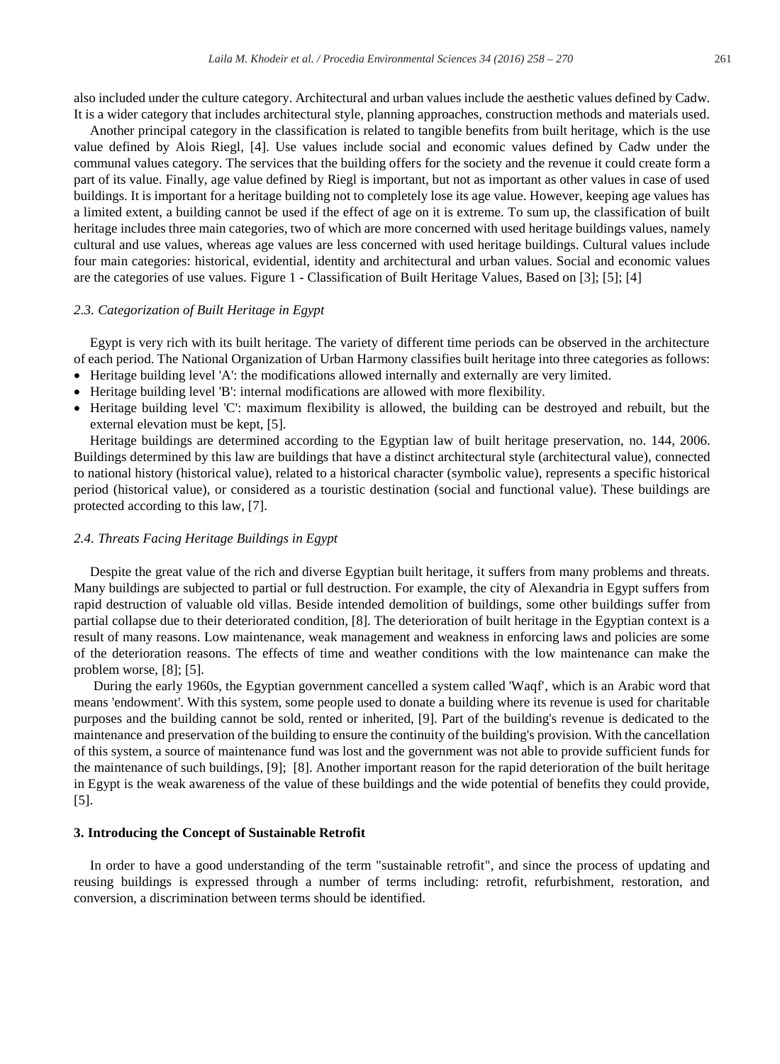also included under the culture category. Architectural and urban values include the aesthetic values defined by Cadw. It is a wider category that includes architectural style, planning approaches, construction methods and materials used.

Another principal category in the classification is related to tangible benefits from built heritage, which is the use value defined by Alois Riegl, [4]. Use values include social and economic values defined by Cadw under the communal values category. The services that the building offers for the society and the revenue it could create form a part of its value. Finally, age value defined by Riegl is important, but not as important as other values in case of used buildings. It is important for a heritage building not to completely lose its age value. However, keeping age values has a limited extent, a building cannot be used if the effect of age on it is extreme. To sum up, the classification of built heritage includes three main categories, two of which are more concerned with used heritage buildings values, namely cultural and use values, whereas age values are less concerned with used heritage buildings. Cultural values include four main categories: historical, evidential, identity and architectural and urban values. Social and economic values are the categories of use values. Figure 1 - Classification of Built Heritage Values, Based on [3]; [5]; [4]

### *2.3. Categorization of Built Heritage in Egypt*

Egypt is very rich with its built heritage. The variety of different time periods can be observed in the architecture of each period. The National Organization of Urban Harmony classifies built heritage into three categories as follows:

- Heritage building level 'A': the modifications allowed internally and externally are very limited.
- Heritage building level 'B': internal modifications are allowed with more flexibility.
- Heritage building level 'C': maximum flexibility is allowed, the building can be destroyed and rebuilt, but the external elevation must be kept, [5].

Heritage buildings are determined according to the Egyptian law of built heritage preservation, no. 144, 2006. Buildings determined by this law are buildings that have a distinct architectural style (architectural value), connected to national history (historical value), related to a historical character (symbolic value), represents a specific historical period (historical value), or considered as a touristic destination (social and functional value). These buildings are protected according to this law, [7].

### *2.4. Threats Facing Heritage Buildings in Egypt*

Despite the great value of the rich and diverse Egyptian built heritage, it suffers from many problems and threats. Many buildings are subjected to partial or full destruction. For example, the city of Alexandria in Egypt suffers from rapid destruction of valuable old villas. Beside intended demolition of buildings, some other buildings suffer from partial collapse due to their deteriorated condition, [8]. The deterioration of built heritage in the Egyptian context is a result of many reasons. Low maintenance, weak management and weakness in enforcing laws and policies are some of the deterioration reasons. The effects of time and weather conditions with the low maintenance can make the problem worse, [8]; [5].

During the early 1960s, the Egyptian government cancelled a system called 'Waqf', which is an Arabic word that means 'endowment'. With this system, some people used to donate a building where its revenue is used for charitable purposes and the building cannot be sold, rented or inherited, [9]. Part of the building's revenue is dedicated to the maintenance and preservation of the building to ensure the continuity of the building's provision. With the cancellation of this system, a source of maintenance fund was lost and the government was not able to provide sufficient funds for the maintenance of such buildings, [9]; [8]. Another important reason for the rapid deterioration of the built heritage in Egypt is the weak awareness of the value of these buildings and the wide potential of benefits they could provide, [5].

## 3. Introducing the Concept of Sustainable Retrofit

In order to have a good understanding of the term "sustainable retrofit", and since the process of updating and reusing buildings is expressed through a number of terms including: retrofit, refurbishment, restoration, and conversion, a discrimination between terms should be identified.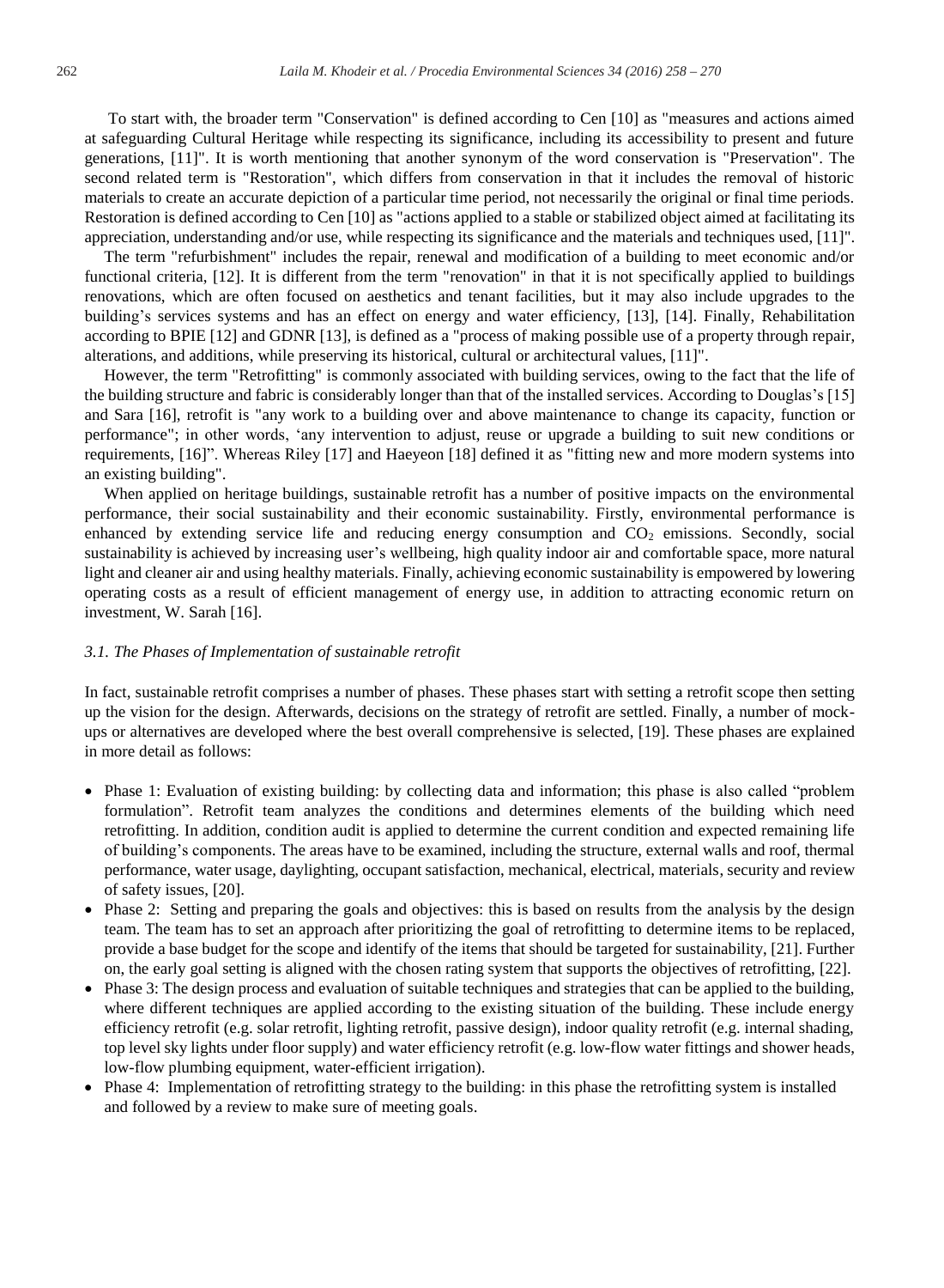To start with, the broader term "Conservation" is defined according to Cen [10] as "measures and actions aimed at safeguarding Cultural Heritage while respecting its significance, including its accessibility to present and future generations, [11]". It is worth mentioning that another synonym of the word conservation is "Preservation". The second related term is "Restoration", which differs from conservation in that it includes the removal of historic materials to create an accurate depiction of a particular time period, not necessarily the original or final time periods. Restoration is defined according to Cen [10] as "actions applied to a stable or stabilized object aimed at facilitating its appreciation, understanding and/or use, while respecting its significance and the materials and techniques used, [11]".

The term "refurbishment" includes the repair, renewal and modification of a building to meet economic and/or functional criteria, [12]. It is different from the term "renovation" in that it is not specifically applied to buildings renovations, which are often focused on aesthetics and tenant facilities, but it may also include upgrades to the building's services systems and has an effect on energy and water efficiency, [13], [14]. Finally, Rehabilitation according to BPIE [12] and GDNR [13], is defined as a "process of making possible use of a property through repair, alterations, and additions, while preserving its historical, cultural or architectural values, [11]".

However, the term "Retrofitting" is commonly associated with building services, owing to the fact that the life of the building structure and fabric is considerably longer than that of the installed services. According to Douglas's [15] and Sara [16], retrofit is "any work to a building over and above maintenance to change its capacity, function or performance"; in other words, 'any intervention to adjust, reuse or upgrade a building to suit new conditions or requirements, [16]". Whereas Riley [17] and Haeyeon [18] defined it as "fitting new and more modern systems into an existing building".

When applied on heritage buildings, sustainable retrofit has a number of positive impacts on the environmental performance, their social sustainability and their economic sustainability. Firstly, environmental performance is enhanced by extending service life and reducing energy consumption and $CO_2$ emissions. Secondly, social sustainability is achieved by increasing user's wellbeing, high quality indoor air and comfortable space, more natural light and cleaner air and using healthy materials. Finally, achieving economic sustainability is empowered by lowering operating costs as a result of efficient management of energy use, in addition to attracting economic return on investment, W. Sarah [16].

### *3.1. The Phases of Implementation of sustainable retrofit*

In fact, sustainable retrofit comprises a number of phases. These phases start with setting a retrofit scope then setting up the vision for the design. Afterwards, decisions on the strategy of retrofit are settled. Finally, a number of mock-ups or alternatives are developed where the best overall comprehensive is selected, [19]. These phases are explained in more detail as follows:

- Phase 1: Evaluation of existing building: by collecting data and information; this phase is also called "problem formulation". Retrofit team analyzes the conditions and determines elements of the building which need retrofitting. In addition, condition audit is applied to determine the current condition and expected remaining life of building's components. The areas have to be examined, including the structure, external walls and roof, thermal performance, water usage, daylighting, occupant satisfaction, mechanical, electrical, materials, security and review of safety issues, [20].
- Phase 2: Setting and preparing the goals and objectives: this is based on results from the analysis by the design team. The team has to set an approach after prioritizing the goal of retrofitting to determine items to be replaced, provide a base budget for the scope and identify of the items that should be targeted for sustainability, [21]. Further on, the early goal setting is aligned with the chosen rating system that supports the objectives of retrofitting, [22].
- Phase 3: The design process and evaluation of suitable techniques and strategies that can be applied to the building, where different techniques are applied according to the existing situation of the building. These include energy efficiency retrofit (e.g. solar retrofit, lighting retrofit, passive design), indoor quality retrofit (e.g. internal shading, top level sky lights under floor supply) and water efficiency retrofit (e.g. low-flow water fittings and shower heads, low-flow plumbing equipment, water-efficient irrigation).
- Phase 4: Implementation of retrofitting strategy to the building: in this phase the retrofitting system is installed and followed by a review to make sure of meeting goals.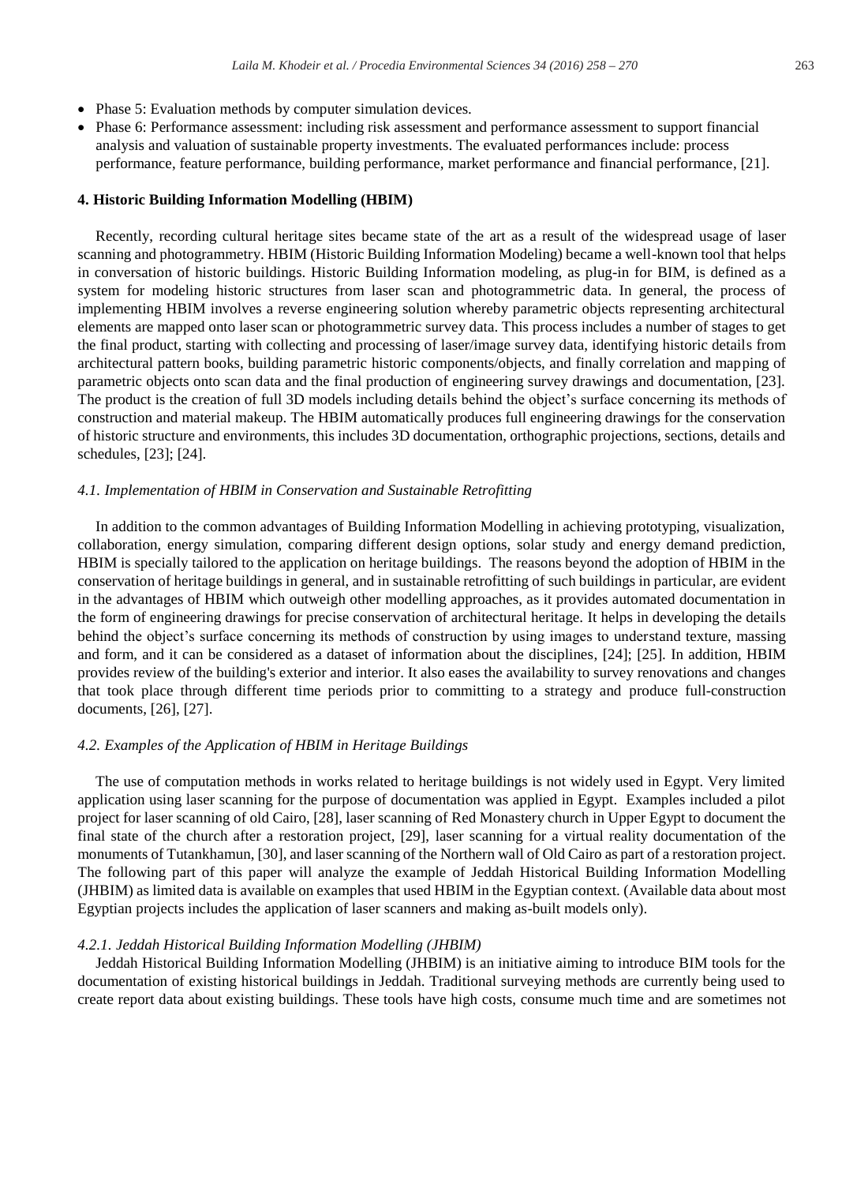- Phase 5: Evaluation methods by computer simulation devices.
- Phase 6: Performance assessment: including risk assessment and performance assessment to support financial analysis and valuation of sustainable property investments. The evaluated performances include: process performance, feature performance, building performance, market performance and financial performance, [21].

## 4. Historic Building Information Modelling (HBIM)

Recently, recording cultural heritage sites became state of the art as a result of the widespread usage of laser scanning and photogrammetry. HBIM (Historic Building Information Modeling) became a well-known tool that helps in conversation of historic buildings. Historic Building Information modeling, as plug-in for BIM, is defined as a system for modeling historic structures from laser scan and photogrammetric data. In general, the process of implementing HBIM involves a reverse engineering solution whereby parametric objects representing architectural elements are mapped onto laser scan or photogrammetric survey data. This process includes a number of stages to get the final product, starting with collecting and processing of laser/image survey data, identifying historic details from architectural pattern books, building parametric historic components/objects, and finally correlation and mapping of parametric objects onto scan data and the final production of engineering survey drawings and documentation, [23]. The product is the creation of full 3D models including details behind the object's surface concerning its methods of construction and material makeup. The HBIM automatically produces full engineering drawings for the conservation of historic structure and environments, this includes 3D documentation, orthographic projections, sections, details and schedules, [23]; [24].

### *4.1. Implementation of HBIM in Conservation and Sustainable Retrofitting*

In addition to the common advantages of Building Information Modelling in achieving prototyping, visualization, collaboration, energy simulation, comparing different design options, solar study and energy demand prediction, HBIM is specially tailored to the application on heritage buildings. The reasons beyond the adoption of HBIM in the conservation of heritage buildings in general, and in sustainable retrofitting of such buildings in particular, are evident in the advantages of HBIM which outweigh other modelling approaches, as it provides automated documentation in the form of engineering drawings for precise conservation of architectural heritage. It helps in developing the details behind the object's surface concerning its methods of construction by using images to understand texture, massing and form, and it can be considered as a dataset of information about the disciplines, [24]; [25]. In addition, HBIM provides review of the building's exterior and interior. It also eases the availability to survey renovations and changes that took place through different time periods prior to committing to a strategy and produce full-construction documents, [26], [27].

### *4.2. Examples of the Application of HBIM in Heritage Buildings*

The use of computation methods in works related to heritage buildings is not widely used in Egypt. Very limited application using laser scanning for the purpose of documentation was applied in Egypt. Examples included a pilot project for laser scanning of old Cairo, [28], laser scanning of Red Monastery church in Upper Egypt to document the final state of the church after a restoration project, [29], laser scanning for a virtual reality documentation of the monuments of Tutankhamun, [30], and laser scanning of the Northern wall of Old Cairo as part of a restoration project. The following part of this paper will analyze the example of Jeddah Historical Building Information Modelling (JHBIM) as limited data is available on examples that used HBIM in the Egyptian context. (Available data about most Egyptian projects includes the application of laser scanners and making as-built models only).

#### *4.2.1. Jeddah Historical Building Information Modelling (JHBIM)*

Jeddah Historical Building Information Modelling (JHBIM) is an initiative aiming to introduce BIM tools for the documentation of existing historical buildings in Jeddah. Traditional surveying methods are currently being used to create report data about existing buildings. These tools have high costs, consume much time and are sometimes not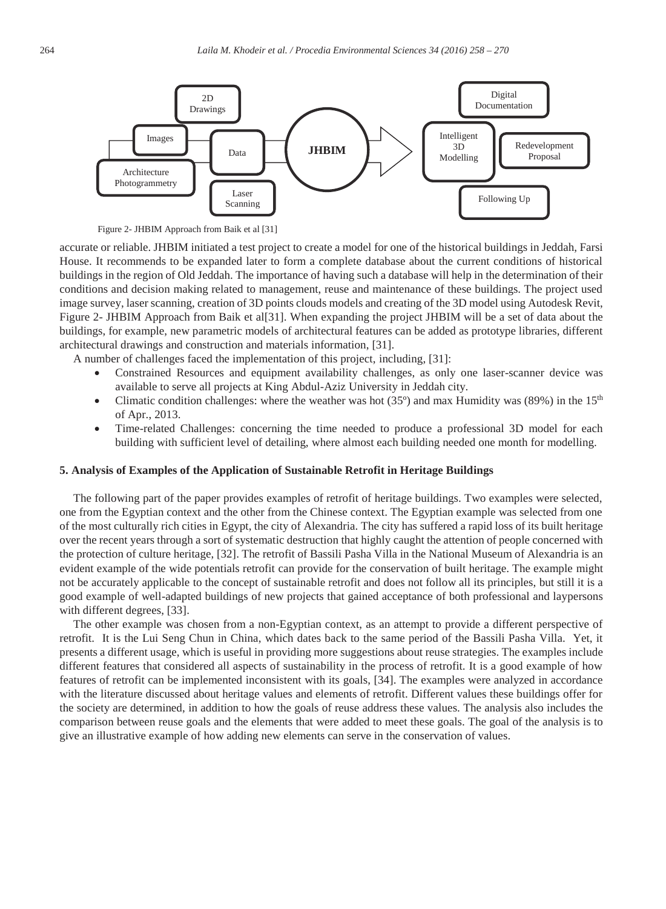2D Drawings

Images

Data

Architecture Photogrammetry

Laser Scanning

JHBIM

Digital Documentation

Intelligent 3D Modelling

Redevelopment Proposal

Following Up

Figure 2- JHBIM Approach from Baik et al [31]

accurate or reliable. JHBIM initiated a test project to create a model for one of the historical buildings in Jeddah, Farsi House. It recommends to be expanded later to form a complete database about the current conditions of historical buildings in the region of Old Jeddah. The importance of having such a database will help in the determination of their conditions and decision making related to management, reuse and maintenance of these buildings. The project used image survey, laser scanning, creation of 3D points clouds models and creating of the 3D model using Autodesk Revit, Figure 2- JHBIM Approach from Baik et al[31]. When expanding the project JHBIM will be a set of data about the buildings, for example, new parametric models of architectural features can be added as prototype libraries, different architectural drawings and construction and materials information, [31].

A number of challenges faced the implementation of this project, including, [31]:

- Constrained Resources and equipment availability challenges, as only one laser-scanner device was available to serve all projects at King Abdul-Aziz University in Jeddah city.
- Climatic condition challenges: where the weather was hot (35º) and max Humidity was (89%) in the 15th of Apr., 2013.
- Time-related Challenges: concerning the time needed to produce a professional 3D model for each building with sufficient level of detailing, where almost each building needed one month for modelling.

### 5. Analysis of Examples of the Application of Sustainable Retrofit in Heritage Buildings

The following part of the paper provides examples of retrofit of heritage buildings. Two examples were selected, one from the Egyptian context and the other from the Chinese context. The Egyptian example was selected from one of the most culturally rich cities in Egypt, the city of Alexandria. The city has suffered a rapid loss of its built heritage over the recent years through a sort of systematic destruction that highly caught the attention of people concerned with the protection of culture heritage, [32]. The retrofit of Bassili Pasha Villa in the National Museum of Alexandria is an evident example of the wide potentials retrofit can provide for the conservation of built heritage. The example might not be accurately applicable to the concept of sustainable retrofit and does not follow all its principles, but still it is a good example of well-adapted buildings of new projects that gained acceptance of both professional and laypersons with different degrees, [33].

The other example was chosen from a non-Egyptian context, as an attempt to provide a different perspective of retrofit. It is the Lui Seng Chun in China, which dates back to the same period of the Bassili Pasha Villa. Yet, it presents a different usage, which is useful in providing more suggestions about reuse strategies. The examples include different features that considered all aspects of sustainability in the process of retrofit. It is a good example of how features of retrofit can be implemented inconsistent with its goals, [34]. The examples were analyzed in accordance with the literature discussed about heritage values and elements of retrofit. Different values these buildings offer for the society are determined, in addition to how the goals of reuse address these values. The analysis also includes the comparison between reuse goals and the elements that were added to meet these goals. The goal of the analysis is to give an illustrative example of how adding new elements can serve in the conservation of values.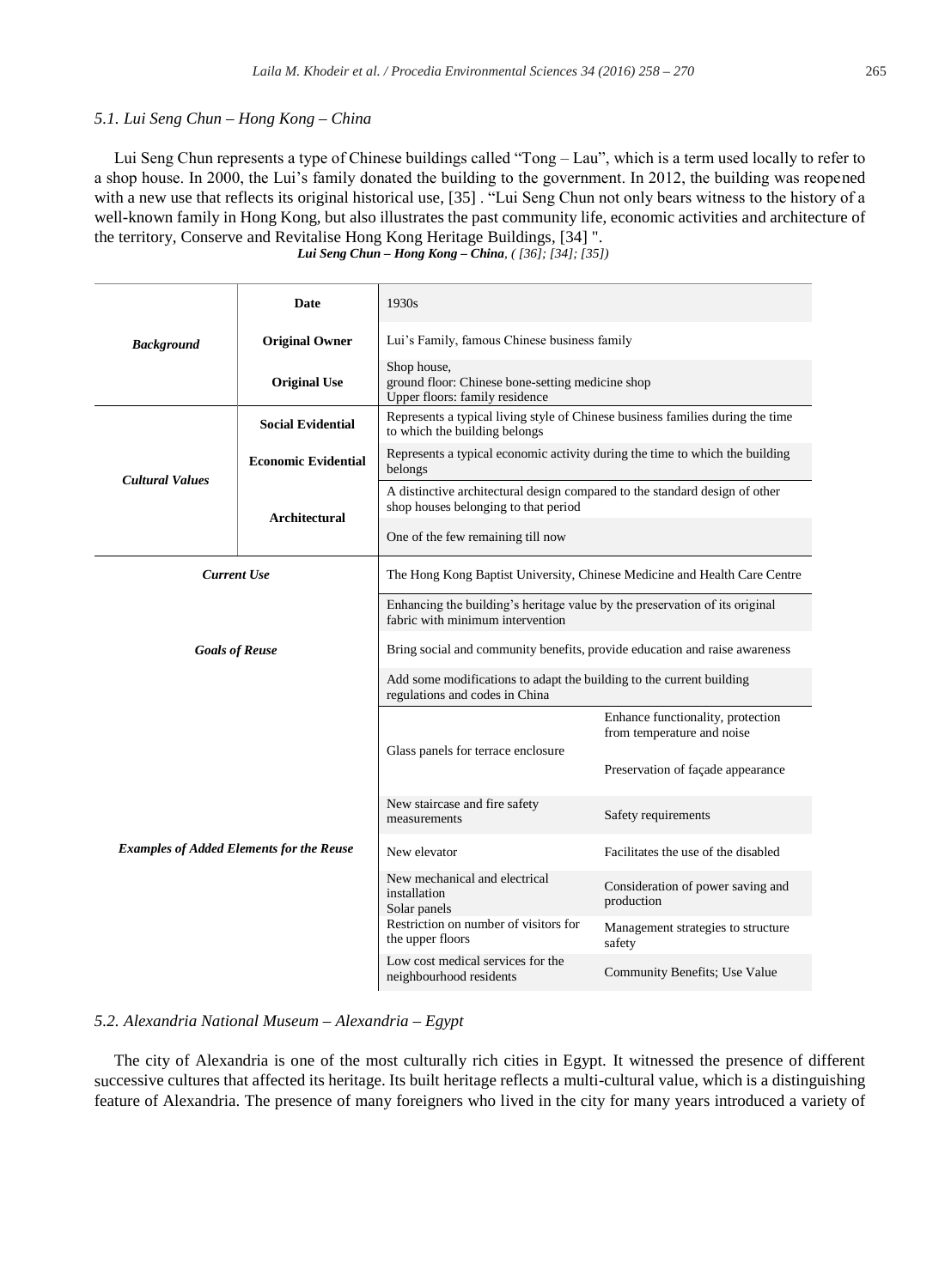### *5.1. Lui Seng Chun – Hong Kong – China*

Lui Seng Chun represents a type of Chinese buildings called "Tong – Lau", which is a term used locally to refer to a shop house. In 2000, the Lui's family donated the building to the government. In 2012, the building was reopened with a new use that reflects its original historical use, [35] . "Lui Seng Chun not only bears witness to the history of a well-known family in Hong Kong, but also illustrates the past community life, economic activities and architecture of the territory, Conserve and Revitalise Hong Kong Heritage Buildings, [34] ".

***Lui Seng Chun – Hong Kong – China**, ( [36]; [34]; [35])*

| | | | |
|---|---|---|---|
| ***Background*** | **Date** | 1930s | |
| | **Original Owner** | Lui's Family, famous Chinese business family | |
| | **Original Use** | Shop house,<br>ground floor: Chinese bone-setting medicine shop<br>Upper floors: family residence | |
| ***Cultural Values*** | **Social Evidential** | Represents a typical living style of Chinese business families during the time to which the building belongs | |
| | **Economic Evidential** | Represents a typical economic activity during the time to which the building belongs | |
| | **Architectural** | A distinctive architectural design compared to the standard design of other shop houses belonging to that period | |
| | | One of the few remaining till now | |
| ***Current Use*** | | The Hong Kong Baptist University, Chinese Medicine and Health Care Centre | |
| ***Goals of Reuse*** | | Enhancing the building's heritage value by the preservation of its original fabric with minimum intervention | |
| | | Bring social and community benefits, provide education and raise awareness | |
| | | Add some modifications to adapt the building to the current building regulations and codes in China | |
| ***Examples of Added Elements for the Reuse*** | | Glass panels for terrace enclosure | Enhance functionality, protection from temperature and noise |
| | | | Preservation of façade appearance |
| | | New staircase and fire safety measurements | Safety requirements |
| | | New elevator | Facilitates the use of the disabled |
| | | New mechanical and electrical installation<br>Solar panels | Consideration of power saving and production |
| | | Restriction on number of visitors for the upper floors | Management strategies to structure safety |
| | | Low cost medical services for the neighbourhood residents | Community Benefits; Use Value |

### *5.2. Alexandria National Museum – Alexandria – Egypt*

The city of Alexandria is one of the most culturally rich cities in Egypt. It witnessed the presence of different successive cultures that affected its heritage. Its built heritage reflects a multi-cultural value, which is a distinguishing feature of Alexandria. The presence of many foreigners who lived in the city for many years introduced a variety of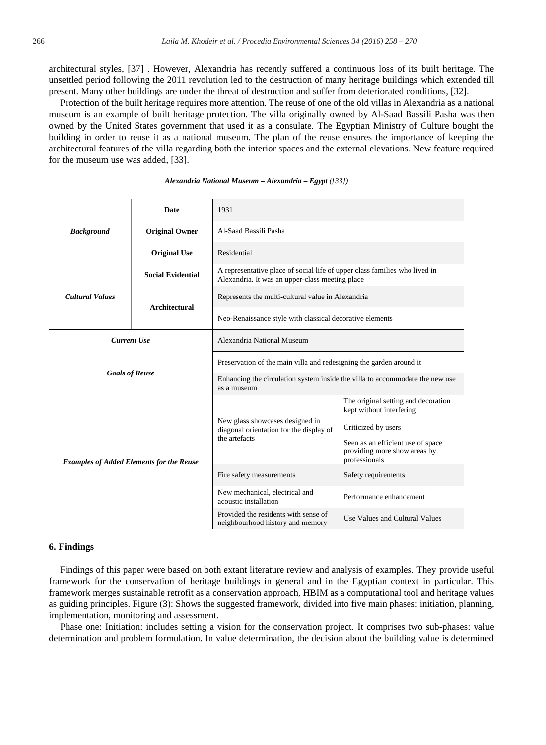architectural styles, [37] . However, Alexandria has recently suffered a continuous loss of its built heritage. The unsettled period following the 2011 revolution led to the destruction of many heritage buildings which extended till present. Many other buildings are under the threat of destruction and suffer from deteriorated conditions, [32].

Protection of the built heritage requires more attention. The reuse of one of the old villas in Alexandria as a national museum is an example of built heritage protection. The villa originally owned by Al-Saad Bassili Pasha was then owned by the United States government that used it as a consulate. The Egyptian Ministry of Culture bought the building in order to reuse it as a national museum. The plan of the reuse ensures the importance of keeping the architectural features of the villa regarding both the interior spaces and the external elevations. New feature required for the museum use was added, [33].

***Alexandria National Museum – Alexandria – Egypt** ([33])*

| | | | |
|---|---|---|---|
| ***Background*** | **Date** | 1931 | |
| | **Original Owner** | Al-Saad Bassili Pasha | |
| | **Original Use** | Residential | |
| ***Cultural Values*** | **Social Evidential** | A representative place of social life of upper class families who lived in Alexandria. It was an upper-class meeting place | |
| | **Architectural** | Represents the multi-cultural value in Alexandria | |
| | | Neo-Renaissance style with classical decorative elements | |
| ***Current Use*** | | Alexandria National Museum | |
| ***Goals of Reuse*** | | Preservation of the main villa and redesigning the garden around it | |
| | | Enhancing the circulation system inside the villa to accommodate the new use as a museum | |
| ***Examples of Added Elements for the Reuse*** | | New glass showcases designed in diagonal orientation for the display of the artefacts | The original setting and decoration kept without interfering |
| | | | Criticized by users |
| | | | Seen as an efficient use of space providing more show areas by professionals |
| | | Fire safety measurements | Safety requirements |
| | | New mechanical, electrical and acoustic installation | Performance enhancement |
| | | Provided the residents with sense of neighbourhood history and memory | Use Values and Cultural Values |

## 6. Findings

Findings of this paper were based on both extant literature review and analysis of examples. They provide useful framework for the conservation of heritage buildings in general and in the Egyptian context in particular. This framework merges sustainable retrofit as a conservation approach, HBIM as a computational tool and heritage values as guiding principles. Figure (3): Shows the suggested framework, divided into five main phases: initiation, planning, implementation, monitoring and assessment.

Phase one: Initiation: includes setting a vision for the conservation project. It comprises two sub-phases: value determination and problem formulation. In value determination, the decision about the building value is determined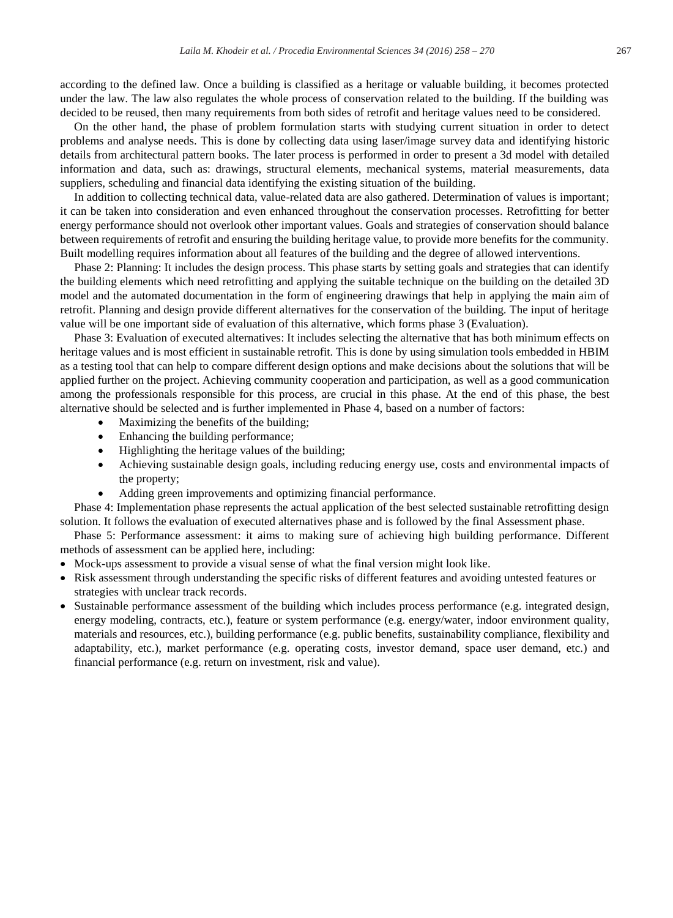according to the defined law. Once a building is classified as a heritage or valuable building, it becomes protected under the law. The law also regulates the whole process of conservation related to the building. If the building was decided to be reused, then many requirements from both sides of retrofit and heritage values need to be considered.

On the other hand, the phase of problem formulation starts with studying current situation in order to detect problems and analyse needs. This is done by collecting data using laser/image survey data and identifying historic details from architectural pattern books. The later process is performed in order to present a 3d model with detailed information and data, such as: drawings, structural elements, mechanical systems, material measurements, data suppliers, scheduling and financial data identifying the existing situation of the building.

In addition to collecting technical data, value-related data are also gathered. Determination of values is important; it can be taken into consideration and even enhanced throughout the conservation processes. Retrofitting for better energy performance should not overlook other important values. Goals and strategies of conservation should balance between requirements of retrofit and ensuring the building heritage value, to provide more benefits for the community. Built modelling requires information about all features of the building and the degree of allowed interventions.

Phase 2: Planning: It includes the design process. This phase starts by setting goals and strategies that can identify the building elements which need retrofitting and applying the suitable technique on the building on the detailed 3D model and the automated documentation in the form of engineering drawings that help in applying the main aim of retrofit. Planning and design provide different alternatives for the conservation of the building. The input of heritage value will be one important side of evaluation of this alternative, which forms phase 3 (Evaluation).

Phase 3: Evaluation of executed alternatives: It includes selecting the alternative that has both minimum effects on heritage values and is most efficient in sustainable retrofit. This is done by using simulation tools embedded in HBIM as a testing tool that can help to compare different design options and make decisions about the solutions that will be applied further on the project. Achieving community cooperation and participation, as well as a good communication among the professionals responsible for this process, are crucial in this phase. At the end of this phase, the best alternative should be selected and is further implemented in Phase 4, based on a number of factors:

- Maximizing the benefits of the building;
- Enhancing the building performance;
- Highlighting the heritage values of the building;
- Achieving sustainable design goals, including reducing energy use, costs and environmental impacts of the property;
- Adding green improvements and optimizing financial performance.

Phase 4: Implementation phase represents the actual application of the best selected sustainable retrofitting design solution. It follows the evaluation of executed alternatives phase and is followed by the final Assessment phase.

Phase 5: Performance assessment: it aims to making sure of achieving high building performance. Different methods of assessment can be applied here, including:

- Mock-ups assessment to provide a visual sense of what the final version might look like.
- Risk assessment through understanding the specific risks of different features and avoiding untested features or strategies with unclear track records.
- Sustainable performance assessment of the building which includes process performance (e.g. integrated design, energy modeling, contracts, etc.), feature or system performance (e.g. energy/water, indoor environment quality, materials and resources, etc.), building performance (e.g. public benefits, sustainability compliance, flexibility and adaptability, etc.), market performance (e.g. operating costs, investor demand, space user demand, etc.) and financial performance (e.g. return on investment, risk and value).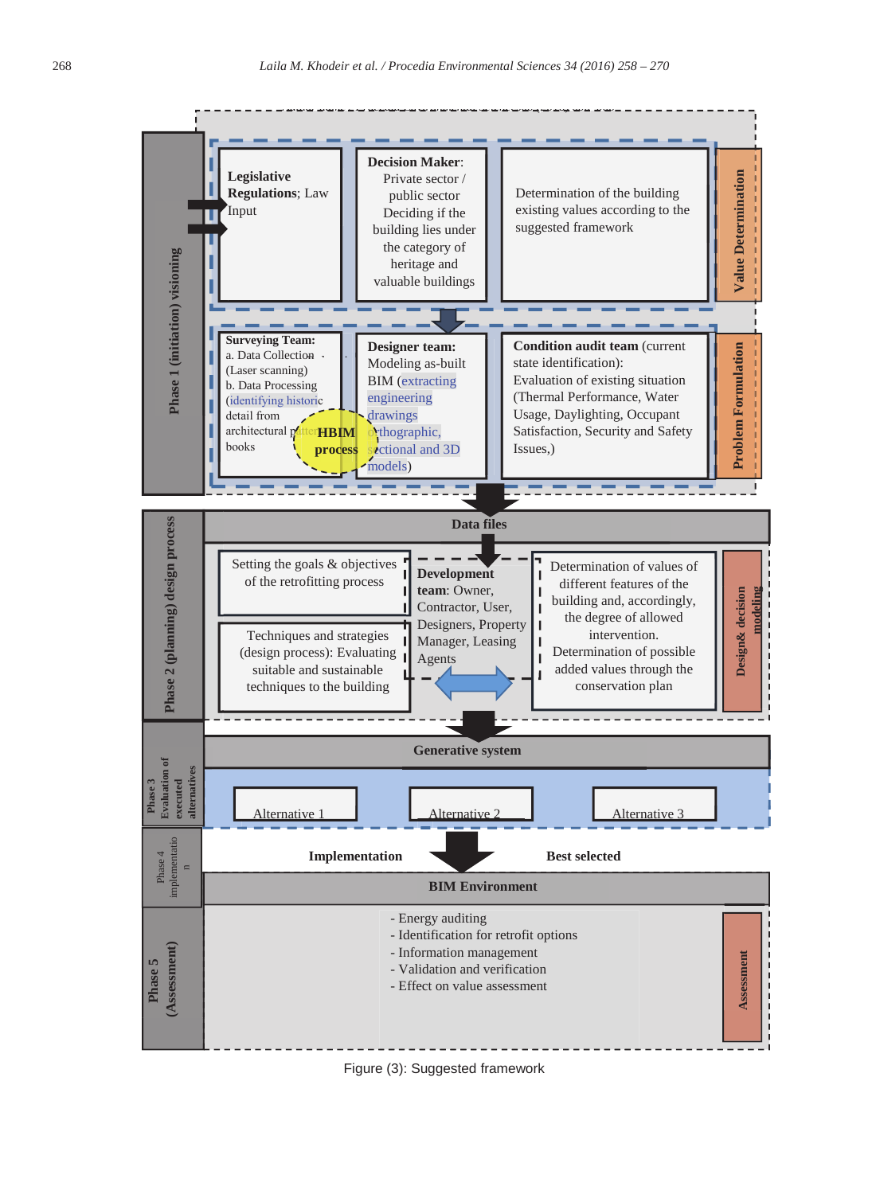**Phase 1 (initiation) visioning**

**Value Determination**

- **Legislative Regulations**; Law Input
- **Decision Maker**: Private sector / public sector Deciding if the building lies under the category of heritage and valuable buildings
- Determination of the building existing values according to the suggested framework

**Problem Formulation**

- **Surveying Team:** a. Data Collection (Laser scanning) b. Data Processing (identifying historic detail from architectural pattern books
- **HBIM process**
- **Designer team:** Modeling as-built BIM (extracting engineering drawings orthographic, sectional and 3D models)
- **Condition audit team** (current state identification): Evaluation of existing situation (Thermal Performance, Water Usage, Daylighting, Occupant Satisfaction, Security and Safety Issues,)

**Phase 2 (planning) design process**

**Data files**

**Design& decision modeling**

- Setting the goals & objectives of the retrofitting process
- Techniques and strategies (design process): Evaluating suitable and sustainable techniques to the building
- **Development team**: Owner, Contractor, User, Designers, Property Manager, Leasing Agents
- Determination of values of different features of the building and, accordingly, the degree of allowed intervention. Determination of possible added values through the conservation plan

**Phase 3 Evaluation of executed alternatives**

**Generative system**

- Alternative 1
- Alternative 2
- Alternative 3

**Phase 4 implementation**

**Implementation** — **Best selected**

**BIM Environment**

**Phase 5 (Assessment)**

**Assessment**

- Energy auditing
- Identification for retrofit options
- Information management
- Validation and verification
- Effect on value assessment

Figure (3): Suggested framework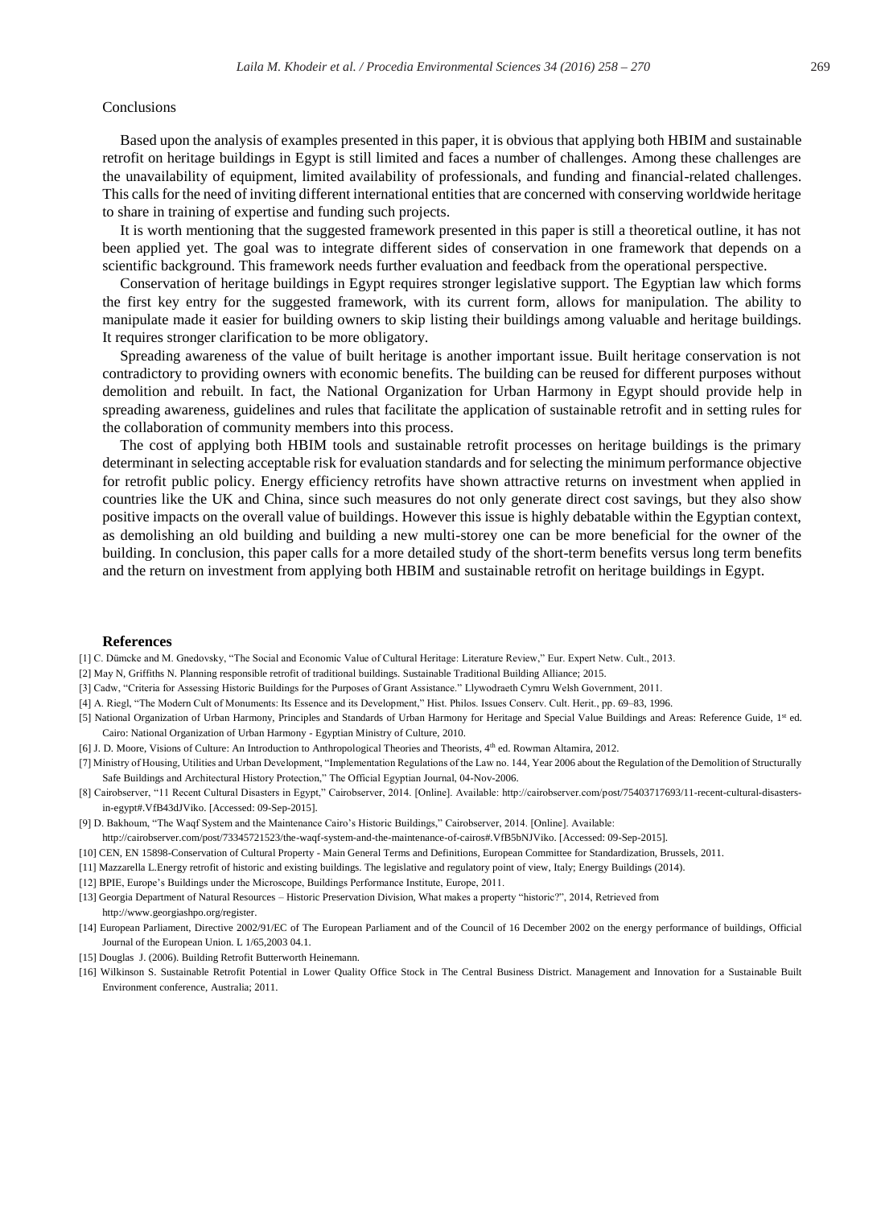## Conclusions

Based upon the analysis of examples presented in this paper, it is obvious that applying both HBIM and sustainable retrofit on heritage buildings in Egypt is still limited and faces a number of challenges. Among these challenges are the unavailability of equipment, limited availability of professionals, and funding and financial-related challenges. This calls for the need of inviting different international entities that are concerned with conserving worldwide heritage to share in training of expertise and funding such projects.

It is worth mentioning that the suggested framework presented in this paper is still a theoretical outline, it has not been applied yet. The goal was to integrate different sides of conservation in one framework that depends on a scientific background. This framework needs further evaluation and feedback from the operational perspective.

Conservation of heritage buildings in Egypt requires stronger legislative support. The Egyptian law which forms the first key entry for the suggested framework, with its current form, allows for manipulation. The ability to manipulate made it easier for building owners to skip listing their buildings among valuable and heritage buildings. It requires stronger clarification to be more obligatory.

Spreading awareness of the value of built heritage is another important issue. Built heritage conservation is not contradictory to providing owners with economic benefits. The building can be reused for different purposes without demolition and rebuilt. In fact, the National Organization for Urban Harmony in Egypt should provide help in spreading awareness, guidelines and rules that facilitate the application of sustainable retrofit and in setting rules for the collaboration of community members into this process.

The cost of applying both HBIM tools and sustainable retrofit processes on heritage buildings is the primary determinant in selecting acceptable risk for evaluation standards and for selecting the minimum performance objective for retrofit public policy. Energy efficiency retrofits have shown attractive returns on investment when applied in countries like the UK and China, since such measures do not only generate direct cost savings, but they also show positive impacts on the overall value of buildings. However this issue is highly debatable within the Egyptian context, as demolishing an old building and building a new multi-storey one can be more beneficial for the owner of the building. In conclusion, this paper calls for a more detailed study of the short-term benefits versus long term benefits and the return on investment from applying both HBIM and sustainable retrofit on heritage buildings in Egypt.

## References

[1] C. Dümcke and M. Gnedovsky, "The Social and Economic Value of Cultural Heritage: Literature Review," Eur. Expert Netw. Cult., 2013.

[2] May N, Griffiths N. Planning responsible retrofit of traditional buildings. Sustainable Traditional Building Alliance; 2015.

[3] Cadw, "Criteria for Assessing Historic Buildings for the Purposes of Grant Assistance." Llywodraeth Cymru Welsh Government, 2011.

[4] A. Riegl, "The Modern Cult of Monuments: Its Essence and its Development," Hist. Philos. Issues Conserv. Cult. Herit., pp. 69–83, 1996.

[5] National Organization of Urban Harmony, Principles and Standards of Urban Harmony for Heritage and Special Value Buildings and Areas: Reference Guide, 1st ed. Cairo: National Organization of Urban Harmony - Egyptian Ministry of Culture, 2010.

[6] J. D. Moore, Visions of Culture: An Introduction to Anthropological Theories and Theorists, 4th ed. Rowman Altamira, 2012.

[7] Ministry of Housing, Utilities and Urban Development, "Implementation Regulations of the Law no. 144, Year 2006 about the Regulation of the Demolition of Structurally Safe Buildings and Architectural History Protection," The Official Egyptian Journal, 04-Nov-2006.

[8] Cairobserver, "11 Recent Cultural Disasters in Egypt," Cairobserver, 2014. [Online]. Available: http://cairobserver.com/post/75403717693/11-recent-cultural-disasters-in-egypt#.VfB43dJViko. [Accessed: 09-Sep-2015].

[9] D. Bakhoum, "The Waqf System and the Maintenance Cairo's Historic Buildings," Cairobserver, 2014. [Online]. Available: http://cairobserver.com/post/73345721523/the-waqf-system-and-the-maintenance-of-cairos#.VfB5bNJViko. [Accessed: 09-Sep-2015].

[10] CEN, EN 15898-Conservation of Cultural Property - Main General Terms and Definitions, European Committee for Standardization, Brussels, 2011.

[11] Mazzarella L.Energy retrofit of historic and existing buildings. The legislative and regulatory point of view, Italy; Energy Buildings (2014).

[12] BPIE, Europe's Buildings under the Microscope, Buildings Performance Institute, Europe, 2011.

[13] Georgia Department of Natural Resources – Historic Preservation Division, What makes a property "historic?", 2014, Retrieved from http://www.georgiashpo.org/register.

[14] European Parliament, Directive 2002/91/EC of The European Parliament and of the Council of 16 December 2002 on the energy performance of buildings, Official Journal of the European Union. L 1/65,2003 04.1.

[15] Douglas J. (2006). Building Retrofit Butterworth Heinemann.

[16] Wilkinson S. Sustainable Retrofit Potential in Lower Quality Office Stock in The Central Business District. Management and Innovation for a Sustainable Built Environment conference, Australia; 2011.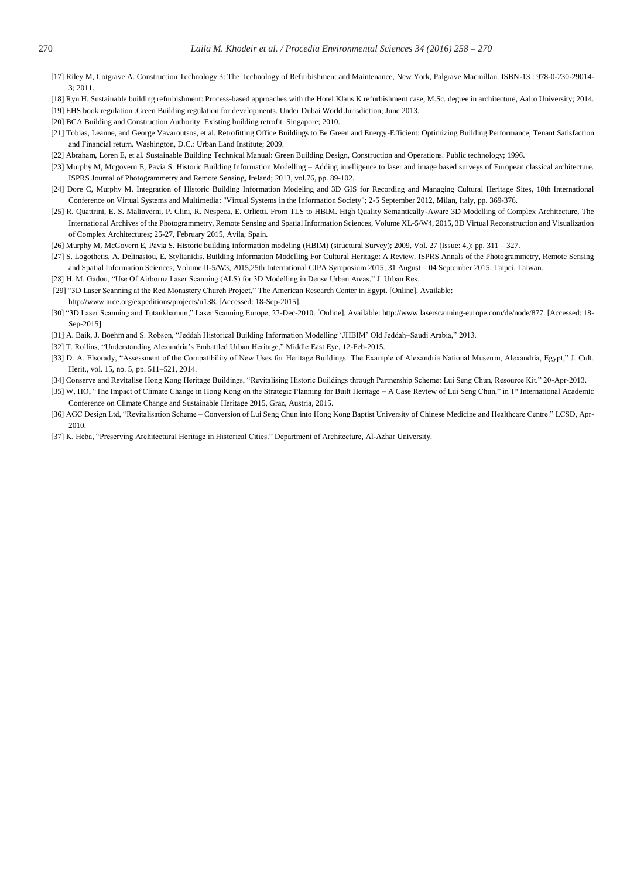[17] Riley M, Cotgrave A. Construction Technology 3: The Technology of Refurbishment and Maintenance, New York, Palgrave Macmillan. ISBN-13 : 978-0-230-29014-3; 2011.

[18] Ryu H. Sustainable building refurbishment: Process-based approaches with the Hotel Klaus K refurbishment case, M.Sc. degree in architecture, Aalto University; 2014.

[19] EHS book regulation .Green Building regulation for developments. Under Dubai World Jurisdiction; June 2013.

[20] BCA Building and Construction Authority. Existing building retrofit. Singapore; 2010.

[21] Tobias, Leanne, and George Vavaroutsos, et al. Retrofitting Office Buildings to Be Green and Energy-Efficient: Optimizing Building Performance, Tenant Satisfaction and Financial return. Washington, D.C.: Urban Land Institute; 2009.

[22] Abraham, Loren E, et al. Sustainable Building Technical Manual: Green Building Design, Construction and Operations. Public technology; 1996.

[23] Murphy M, Mcgovern E, Pavia S. Historic Building Information Modelling – Adding intelligence to laser and image based surveys of European classical architecture. ISPRS Journal of Photogrammetry and Remote Sensing, Ireland; 2013, vol.76, pp. 89-102.

[24] Dore C, Murphy M. Integration of Historic Building Information Modeling and 3D GIS for Recording and Managing Cultural Heritage Sites, 18th International Conference on Virtual Systems and Multimedia: "Virtual Systems in the Information Society"; 2-5 September 2012, Milan, Italy, pp. 369-376.

[25] R. Quattrini, E. S. Malinverni, P. Clini, R. Nespeca, E. Orlietti. From TLS to HBIM. High Quality Semantically-Aware 3D Modelling of Complex Architecture, The International Archives of the Photogrammetry, Remote Sensing and Spatial Information Sciences, Volume XL-5/W4, 2015, 3D Virtual Reconstruction and Visualization of Complex Architectures; 25-27, February 2015, Avila, Spain.

[26] Murphy M, McGovern E, Pavia S. Historic building information modeling (HBIM) (structural Survey); 2009, Vol. 27 (Issue: 4,): pp. 311 – 327.

[27] S. Logothetis, A. Delinasiou, E. Stylianidis. Building Information Modelling For Cultural Heritage: A Review. ISPRS Annals of the Photogrammetry, Remote Sensing and Spatial Information Sciences, Volume II-5/W3, 2015,25th International CIPA Symposium 2015; 31 August – 04 September 2015, Taipei, Taiwan.

[28] H. M. Gadou, "Use Of Airborne Laser Scanning (ALS) for 3D Modelling in Dense Urban Areas," J. Urban Res.

[29] "3D Laser Scanning at the Red Monastery Church Project," The American Research Center in Egypt. [Online]. Available: http://www.arce.org/expeditions/projects/u138. [Accessed: 18-Sep-2015].

[30] "3D Laser Scanning and Tutankhamun," Laser Scanning Europe, 27-Dec-2010. [Online]. Available: http://www.laserscanning-europe.com/de/node/877. [Accessed: 18-Sep-2015].

[31] A. Baik, J. Boehm and S. Robson, "Jeddah Historical Building Information Modelling 'JHBIM' Old Jeddah–Saudi Arabia," 2013.

[32] T. Rollins, "Understanding Alexandria's Embattled Urban Heritage," Middle East Eye, 12-Feb-2015.

[33] D. A. Elsorady, "Assessment of the Compatibility of New Uses for Heritage Buildings: The Example of Alexandria National Museum, Alexandria, Egypt," J. Cult. Herit., vol. 15, no. 5, pp. 511–521, 2014.

[34] Conserve and Revitalise Hong Kong Heritage Buildings, "Revitalising Historic Buildings through Partnership Scheme: Lui Seng Chun, Resource Kit." 20-Apr-2013.

[35] W, HO, "The Impact of Climate Change in Hong Kong on the Strategic Planning for Built Heritage – A Case Review of Lui Seng Chun," in 1st International Academic Conference on Climate Change and Sustainable Heritage 2015, Graz, Austria, 2015.

[36] AGC Design Ltd, "Revitalisation Scheme – Conversion of Lui Seng Chun into Hong Kong Baptist University of Chinese Medicine and Healthcare Centre." LCSD, Apr-2010.

[37] K. Heba, "Preserving Architectural Heritage in Historical Cities." Department of Architecture, Al-Azhar University.